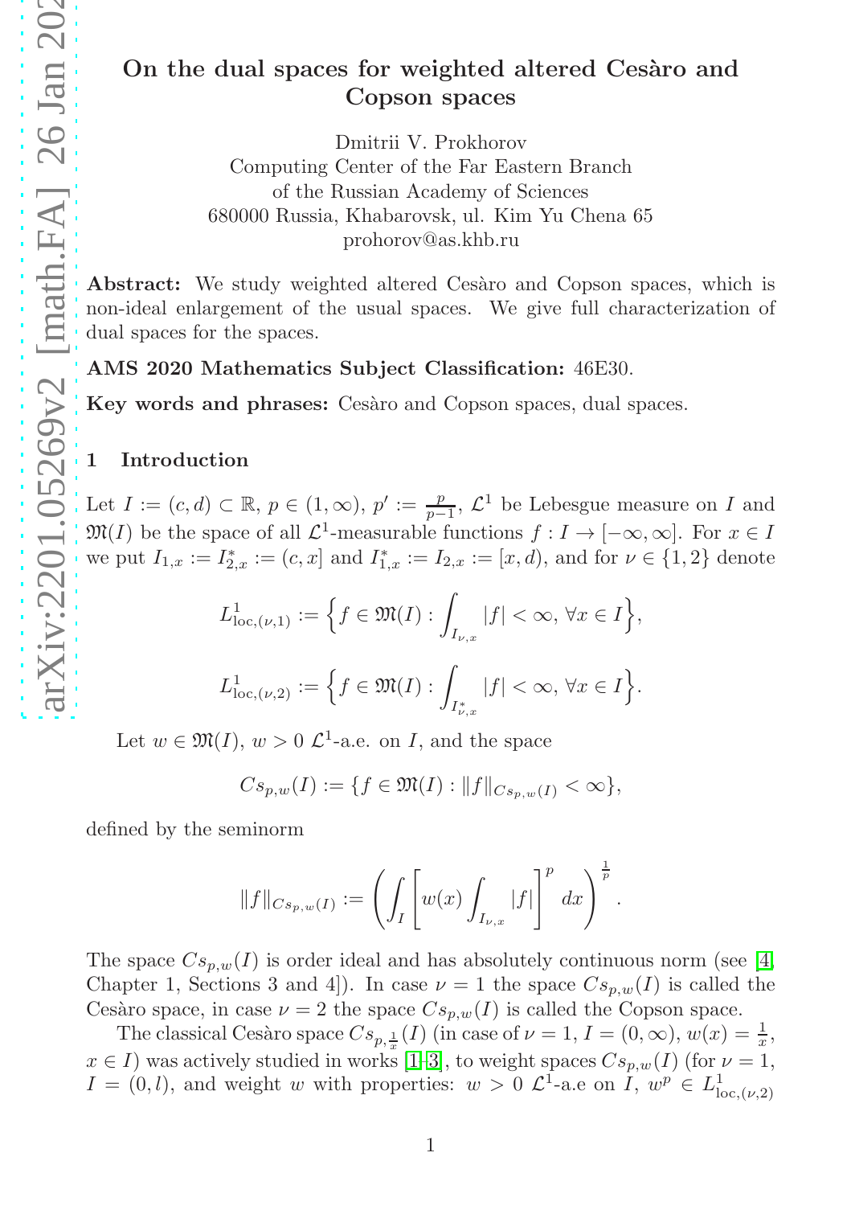# On the dual spaces for weighted altered Cesàro and Copson spaces

Dmitrii V. Prokhorov
Computing Center of the Far Eastern Branch
of the Russian Academy of Sciences
680000 Russia, Khabarovsk, ul. Kim Yu Chena 65
prohorov@as.khb.ru

**Abstract:** We study weighted altered Cesàro and Copson spaces, which is non-ideal enlargement of the usual spaces. We give full characterization of dual spaces for the spaces.

**AMS 2020 Mathematics Subject Classification:** 46E30.

**Key words and phrases:** Cesàro and Copson spaces, dual spaces.

## 1 Introduction

Let $I := (c, d) \subset \mathbb{R}$, $p \in (1, \infty)$, $p' := \frac{p}{p-1}$, $\mathcal{L}^1$ be Lebesgue measure on $I$ and $\mathfrak{M}(I)$ be the space of all $\mathcal{L}^1$-measurable functions $f : I \to [-\infty, \infty]$. For $x \in I$ we put $I_{1,x} := I^*_{2,x} := (c, x]$ and $I^*_{1,x} := I_{2,x} := [x, d)$, and for $\nu \in \{1, 2\}$ denote

$$L^1_{\mathrm{loc},(\nu,1)} := \Big\{ f \in \mathfrak{M}(I) : \int_{I_{\nu,x}} |f| < \infty,\ \forall x \in I \Big\},$$

$$L^1_{\mathrm{loc},(\nu,2)} := \Big\{ f \in \mathfrak{M}(I) : \int_{I^*_{\nu,x}} |f| < \infty,\ \forall x \in I \Big\}.$$

Let $w \in \mathfrak{M}(I)$, $w > 0$ $\mathcal{L}^1$-a.e. on $I$, and the space

$$Cs_{p,w}(I) := \{ f \in \mathfrak{M}(I) : \|f\|_{Cs_{p,w}(I)} < \infty \},$$

defined by the seminorm

$$\|f\|_{Cs_{p,w}(I)} := \left( \int_I \left[ w(x) \int_{I_{\nu,x}} |f| \right]^p dx \right)^{\frac{1}{p}}.$$

The space $Cs_{p,w}(I)$ is order ideal and has absolutely continuous norm (see [4, Chapter 1, Sections 3 and 4]). In case $\nu = 1$ the space $Cs_{p,w}(I)$ is called the Cesàro space, in case $\nu = 2$ the space $Cs_{p,w}(I)$ is called the Copson space.

The classical Cesàro space $Cs_{p,\frac{1}{x}}(I)$ (in case of $\nu = 1$, $I = (0, \infty)$, $w(x) = \frac{1}{x}$, $x \in I$) was actively studied in works [1–3], to weight spaces $Cs_{p,w}(I)$ (for $\nu = 1$, $I = (0, l)$, and weight $w$ with properties: $w > 0$ $\mathcal{L}^1$-a.e on $I$, $w^p \in L^1_{\mathrm{loc},(\nu,2)}$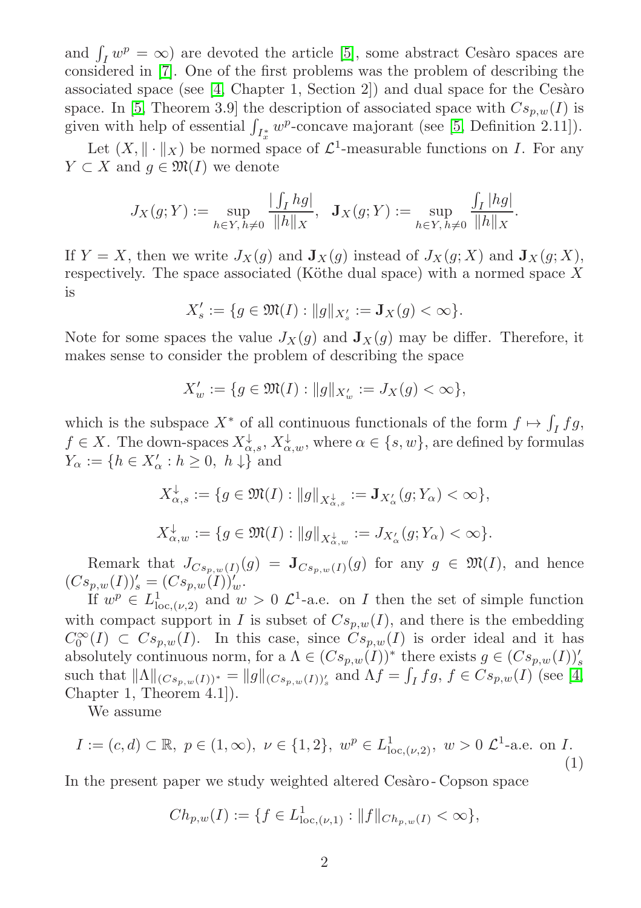and $\int_I w^p = \infty$) are devoted the article [5], some abstract Cesàro spaces are considered in [7]. One of the first problems was the problem of describing the associated space (see [4, Chapter 1, Section 2]) and dual space for the Cesàro space. In [5, Theorem 3.9] the description of associated space with $Cs_{p,w}(I)$ is given with help of essential $\int_{I_x^*} w^p$-concave majorant (see [5, Definition 2.11]).

Let $(X, \|\cdot\|_X)$ be normed space of $\mathcal{L}^1$-measurable functions on $I$. For any $Y \subset X$ and $g \in \mathfrak{M}(I)$ we denote

$$J_X(g; Y) := \sup_{h \in Y,\, h \neq 0} \frac{|\int_I hg|}{\|h\|_X}, \quad \mathbf{J}_X(g; Y) := \sup_{h \in Y,\, h \neq 0} \frac{\int_I |hg|}{\|h\|_X}.$$

If $Y = X$, then we write $J_X(g)$ and $\mathbf{J}_X(g)$ instead of $J_X(g; X)$ and $\mathbf{J}_X(g; X)$, respectively. The space associated (Köthe dual space) with a normed space $X$ is

$$X'_s := \{g \in \mathfrak{M}(I) : \|g\|_{X'_s} := \mathbf{J}_X(g) < \infty\}.$$

Note for some spaces the value $J_X(g)$ and $\mathbf{J}_X(g)$ may be differ. Therefore, it makes sense to consider the problem of describing the space

$$X'_w := \{g \in \mathfrak{M}(I) : \|g\|_{X'_w} := J_X(g) < \infty\},$$

which is the subspace $X^*$ of all continuous functionals of the form $f \mapsto \int_I fg$, $f \in X$. The down-spaces $X^{\downarrow}_{\alpha,s}$, $X^{\downarrow}_{\alpha,w}$, where $\alpha \in \{s, w\}$, are defined by formulas $Y_\alpha := \{h \in X'_\alpha : h \geq 0,\ h\downarrow\}$ and

$$X^{\downarrow}_{\alpha,s} := \{g \in \mathfrak{M}(I) : \|g\|_{X^{\downarrow}_{\alpha,s}} := \mathbf{J}_{X'_\alpha}(g; Y_\alpha) < \infty\},$$

$$X^{\downarrow}_{\alpha,w} := \{g \in \mathfrak{M}(I) : \|g\|_{X^{\downarrow}_{\alpha,w}} := J_{X'_\alpha}(g; Y_\alpha) < \infty\}.$$

Remark that $J_{Cs_{p,w}(I)}(g) = \mathbf{J}_{Cs_{p,w}(I)}(g)$ for any $g \in \mathfrak{M}(I)$, and hence $(Cs_{p,w}(I))'_s = (Cs_{p,w}(I))'_w$.

If $w^p \in L^1_{\mathrm{loc},(\nu,2)}$ and $w > 0$ $\mathcal{L}^1$-a.e. on $I$ then the set of simple function with compact support in $I$ is subset of $Cs_{p,w}(I)$, and there is the embedding $C_0^\infty(I) \subset Cs_{p,w}(I)$. In this case, since $Cs_{p,w}(I)$ is order ideal and it has absolutely continuous norm, for a $\Lambda \in (Cs_{p,w}(I))^*$ there exists $g \in (Cs_{p,w}(I))'_s$ such that $\|\Lambda\|_{(Cs_{p,w}(I))^*} = \|g\|_{(Cs_{p,w}(I))'_s}$ and $\Lambda f = \int_I fg$, $f \in Cs_{p,w}(I)$ (see [4, Chapter 1, Theorem 4.1]).

We assume

$$I := (c, d) \subset \mathbb{R},\ p \in (1, \infty),\ \nu \in \{1, 2\},\ w^p \in L^1_{\mathrm{loc},(\nu,2)},\ w > 0\ \mathcal{L}^1\text{-a.e. on } I. \tag{1}$$

In the present paper we study weighted altered Cesàro - Copson space

$$Ch_{p,w}(I) := \{f \in L^1_{\mathrm{loc},(\nu,1)} : \|f\|_{Ch_{p,w}(I)} < \infty\},$$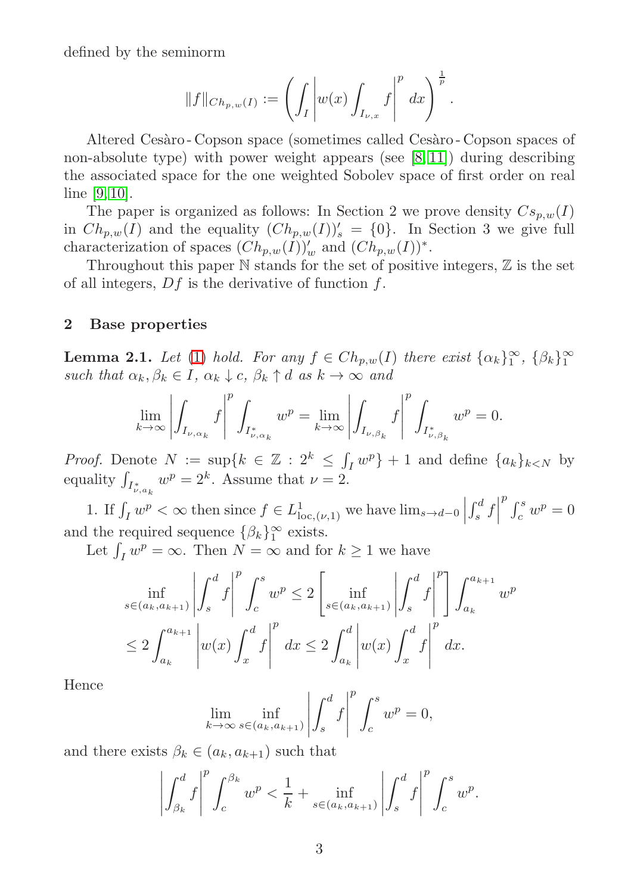defined by the seminorm

$$\|f\|_{Ch_{p,w}(I)} := \left( \int_I \left| w(x) \int_{I_{\nu,x}} f \right|^p dx \right)^{\frac{1}{p}}.$$

Altered Cesàro - Copson space (sometimes called Cesàro - Copson spaces of non-absolute type) with power weight appears (see [8, 11]) during describing the associated space for the one weighted Sobolev space of first order on real line [9, 10].

The paper is organized as follows: In Section 2 we prove density $Cs_{p,w}(I)$ in $Ch_{p,w}(I)$ and the equality $(Ch_{p,w}(I))'_s = \{0\}$. In Section 3 we give full characterization of spaces $(Ch_{p,w}(I))'_w$ and $(Ch_{p,w}(I))^*$.

Throughout this paper $\mathbb{N}$ stands for the set of positive integers, $\mathbb{Z}$ is the set of all integers, $Df$ is the derivative of function $f$.

## 2 Base properties

**Lemma 2.1.** *Let (1) hold. For any $f \in Ch_{p,w}(I)$ there exist $\{\alpha_k\}_1^\infty$, $\{\beta_k\}_1^\infty$ such that $\alpha_k, \beta_k \in I$, $\alpha_k \downarrow c$, $\beta_k \uparrow d$ as $k \to \infty$ and*

$$\lim_{k\to\infty} \left| \int_{I_{\nu,\alpha_k}} f \right|^p \int_{I^*_{\nu,\alpha_k}} w^p = \lim_{k\to\infty} \left| \int_{I_{\nu,\beta_k}} f \right|^p \int_{I^*_{\nu,\beta_k}} w^p = 0.$$

*Proof.* Denote $N := \sup\{k \in \mathbb{Z} : 2^k \le \int_I w^p\} + 1$ and define $\{a_k\}_{k<N}$ by equality $\int_{I^*_{\nu,a_k}} w^p = 2^k$. Assume that $\nu = 2$.

1. If $\int_I w^p < \infty$ then since $f \in L^1_{\text{loc},(\nu,1)}$ we have $\lim_{s\to d-0} \left| \int_s^d f \right|^p \int_c^s w^p = 0$ and the required sequence $\{\beta_k\}_1^\infty$ exists.

Let $\int_I w^p = \infty$. Then $N = \infty$ and for $k \ge 1$ we have

$$\inf_{s\in(a_k,a_{k+1})} \left| \int_s^d f \right|^p \int_c^s w^p \le 2 \left[ \inf_{s\in(a_k,a_{k+1})} \left| \int_s^d f \right|^p \right] \int_{a_k}^{a_{k+1}} w^p$$
$$\le 2 \int_{a_k}^{a_{k+1}} \left| w(x) \int_x^d f \right|^p dx \le 2 \int_{a_k}^d \left| w(x) \int_x^d f \right|^p dx.$$

Hence

$$\lim_{k\to\infty} \inf_{s\in(a_k,a_{k+1})} \left| \int_s^d f \right|^p \int_c^s w^p = 0,$$

and there exists $\beta_k \in (a_k, a_{k+1})$ such that

$$\left| \int_{\beta_k}^d f \right|^p \int_c^{\beta_k} w^p < \frac{1}{k} + \inf_{s\in(a_k,a_{k+1})} \left| \int_s^d f \right|^p \int_c^s w^p.$$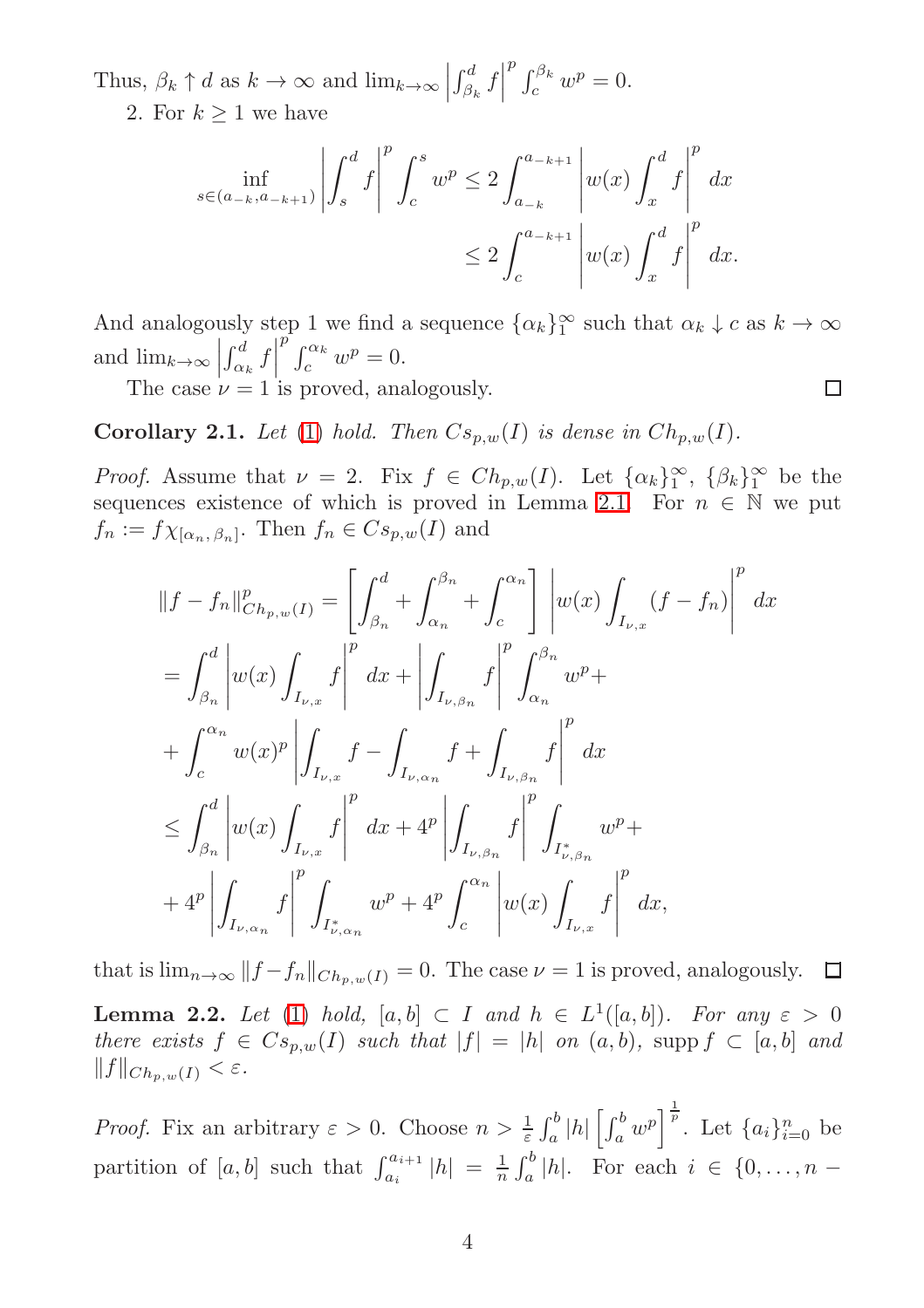Thus, $\beta_k \uparrow d$ as $k \to \infty$ and $\lim_{k\to\infty} \left|\int_{\beta_k}^d f\right|^p \int_c^{\beta_k} w^p = 0$.

2. For $k \geq 1$ we have

$$\inf_{s\in(a_{-k},a_{-k+1})} \left|\int_s^d f\right|^p \int_c^s w^p \leq 2\int_{a_{-k}}^{a_{-k+1}} \left|w(x)\int_x^d f\right|^p dx$$
$$\leq 2\int_c^{a_{-k+1}} \left|w(x)\int_x^d f\right|^p dx.$$

And analogously step 1 we find a sequence $\{\alpha_k\}_1^\infty$ such that $\alpha_k \downarrow c$ as $k \to \infty$ and $\lim_{k\to\infty} \left|\int_{\alpha_k}^d f\right|^p \int_c^{\alpha_k} w^p = 0$.

The case $\nu = 1$ is proved, analogously. $\square$

**Corollary 2.1.** *Let* (1) *hold. Then $Cs_{p,w}(I)$ is dense in $Ch_{p,w}(I)$.*

*Proof.* Assume that $\nu = 2$. Fix $f \in Ch_{p,w}(I)$. Let $\{\alpha_k\}_1^\infty$, $\{\beta_k\}_1^\infty$ be the sequences existence of which is proved in Lemma 2.1. For $n \in \mathbb{N}$ we put $f_n := f\chi_{[\alpha_n,\beta_n]}$. Then $f_n \in Cs_{p,w}(I)$ and

$$\begin{aligned}
\|f - f_n\|^p_{Ch_{p,w}(I)} &= \left[\int_{\beta_n}^d + \int_{\alpha_n}^{\beta_n} + \int_c^{\alpha_n}\right] \left|w(x)\int_{I_{\nu,x}} (f - f_n)\right|^p dx \\
&= \int_{\beta_n}^d \left|w(x)\int_{I_{\nu,x}} f\right|^p dx + \left|\int_{I_{\nu,\beta_n}} f\right|^p \int_{\alpha_n}^{\beta_n} w^p + \\
&+ \int_c^{\alpha_n} w(x)^p \left|\int_{I_{\nu,x}} f - \int_{I_{\nu,\alpha_n}} f + \int_{I_{\nu,\beta_n}} f\right|^p dx \\
&\leq \int_{\beta_n}^d \left|w(x)\int_{I_{\nu,x}} f\right|^p dx + 4^p \left|\int_{I_{\nu,\beta_n}} f\right|^p \int_{I^*_{\nu,\beta_n}} w^p + \\
&+ 4^p \left|\int_{I_{\nu,\alpha_n}} f\right|^p \int_{I^*_{\nu,\alpha_n}} w^p + 4^p \int_c^{\alpha_n} \left|w(x)\int_{I_{\nu,x}} f\right|^p dx,
\end{aligned}$$

that is $\lim_{n\to\infty} \|f - f_n\|_{Ch_{p,w}(I)} = 0$. The case $\nu = 1$ is proved, analogously. $\square$

**Lemma 2.2.** *Let* (1) *hold, $[a, b] \subset I$ and $h \in L^1([a, b])$. For any $\varepsilon > 0$ there exists $f \in Cs_{p,w}(I)$ such that $|f| = |h|$ on $(a, b)$, $\operatorname{supp} f \subset [a, b]$ and $\|f\|_{Ch_{p,w}(I)} < \varepsilon$.*

*Proof.* Fix an arbitrary $\varepsilon > 0$. Choose $n > \frac{1}{\varepsilon}\int_a^b |h| \left[\int_a^b w^p\right]^{\frac{1}{p}}$. Let $\{a_i\}_{i=0}^n$ be partition of $[a, b]$ such that $\int_{a_i}^{a_{i+1}} |h| = \frac{1}{n}\int_a^b |h|$. For each $i \in \{0, \ldots, n -$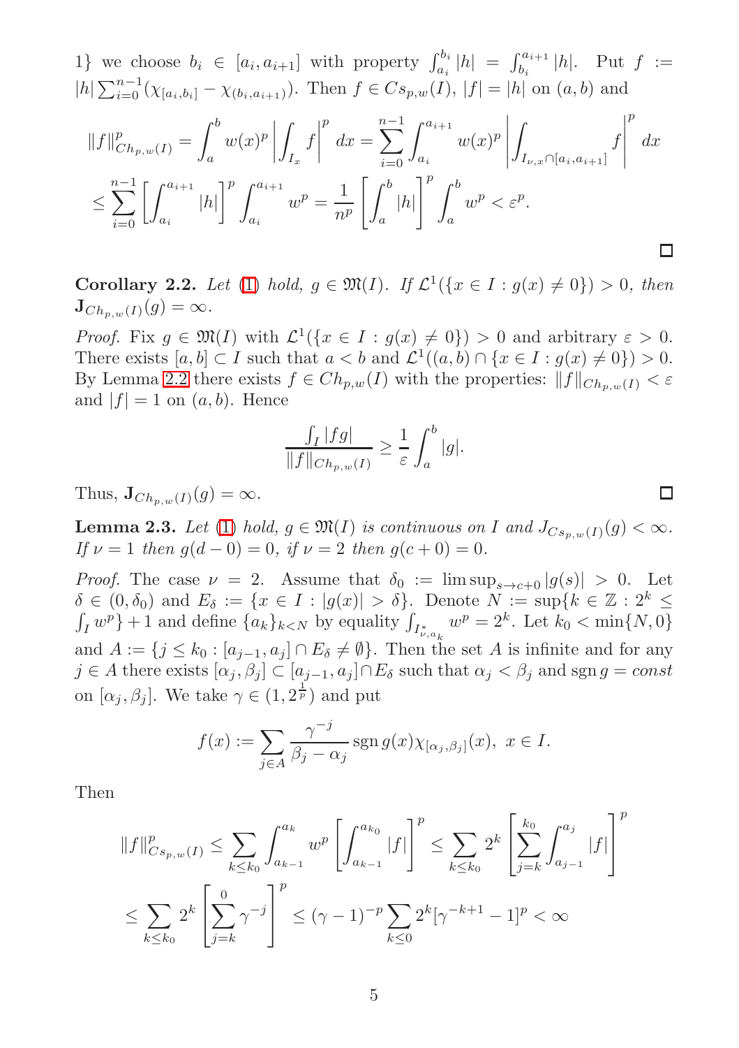1} we choose $b_i \in [a_i, a_{i+1}]$ with property $\int_{a_i}^{b_i} |h| = \int_{b_i}^{a_{i+1}} |h|$. Put $f := |h| \sum_{i=0}^{n-1} (\chi_{[a_i,b_i]} - \chi_{(b_i,a_{i+1})})$. Then $f \in Cs_{p,w}(I)$, $|f| = |h|$ on $(a,b)$ and

$$\|f\|_{Ch_{p,w}(I)}^p = \int_a^b w(x)^p \left| \int_{I_x} f \right|^p dx = \sum_{i=0}^{n-1} \int_{a_i}^{a_{i+1}} w(x)^p \left| \int_{I_{\nu,x} \cap [a_i,a_{i+1}]} f \right|^p dx$$

$$\leq \sum_{i=0}^{n-1} \left[ \int_{a_i}^{a_{i+1}} |h| \right]^p \int_{a_i}^{a_{i+1}} w^p = \frac{1}{n^p} \left[ \int_a^b |h| \right]^p \int_a^b w^p < \varepsilon^p.$$

□

**Corollary 2.2.** *Let* (1) *hold,* $g \in \mathfrak{M}(I)$. *If* $\mathcal{L}^1(\{x \in I : g(x) \neq 0\}) > 0$, *then* $\mathbf{J}_{Ch_{p,w}(I)}(g) = \infty$.

*Proof.* Fix $g \in \mathfrak{M}(I)$ with $\mathcal{L}^1(\{x \in I : g(x) \neq 0\}) > 0$ and arbitrary $\varepsilon > 0$. There exists $[a,b] \subset I$ such that $a < b$ and $\mathcal{L}^1((a,b) \cap \{x \in I : g(x) \neq 0\}) > 0$. By Lemma 2.2 there exists $f \in Ch_{p,w}(I)$ with the properties: $\|f\|_{Ch_{p,w}(I)} < \varepsilon$ and $|f| = 1$ on $(a,b)$. Hence

$$\frac{\int_I |fg|}{\|f\|_{Ch_{p,w}(I)}} \geq \frac{1}{\varepsilon} \int_a^b |g|.$$

Thus, $\mathbf{J}_{Ch_{p,w}(I)}(g) = \infty$. □

**Lemma 2.3.** *Let* (1) *hold,* $g \in \mathfrak{M}(I)$ *is continuous on* $I$ *and* $J_{Cs_{p,w}(I)}(g) < \infty$. *If* $\nu = 1$ *then* $g(d-0) = 0$, *if* $\nu = 2$ *then* $g(c+0) = 0$.

*Proof.* The case $\nu = 2$. Assume that $\delta_0 := \limsup_{s \to c+0} |g(s)| > 0$. Let $\delta \in (0, \delta_0)$ and $E_\delta := \{x \in I : |g(x)| > \delta\}$. Denote $N := \sup\{k \in \mathbb{Z} : 2^k \leq \int_I w^p\} + 1$ and define $\{a_k\}_{k<N}$ by equality $\int_{I^*_{\nu,a_k}} w^p = 2^k$. Let $k_0 < \min\{N, 0\}$ and $A := \{j \leq k_0 : [a_{j-1}, a_j] \cap E_\delta \neq \emptyset\}$. Then the set $A$ is infinite and for any $j \in A$ there exists $[\alpha_j, \beta_j] \subset [a_{j-1}, a_j] \cap E_\delta$ such that $\alpha_j < \beta_j$ and $\operatorname{sgn} g = const$ on $[\alpha_j, \beta_j]$. We take $\gamma \in (1, 2^{\frac{1}{p}})$ and put

$$f(x) := \sum_{j \in A} \frac{\gamma^{-j}}{\beta_j - \alpha_j} \operatorname{sgn} g(x) \chi_{[\alpha_j, \beta_j]}(x), \ x \in I.$$

Then

$$\|f\|_{Cs_{p,w}(I)}^p \leq \sum_{k \leq k_0} \int_{a_{k-1}}^{a_k} w^p \left[ \int_{a_{k-1}}^{a_{k_0}} |f| \right]^p \leq \sum_{k \leq k_0} 2^k \left[ \sum_{j=k}^{k_0} \int_{a_{j-1}}^{a_j} |f| \right]^p$$

$$\leq \sum_{k \leq k_0} 2^k \left[ \sum_{j=k}^{0} \gamma^{-j} \right]^p \leq (\gamma - 1)^{-p} \sum_{k \leq 0} 2^k [\gamma^{-k+1} - 1]^p < \infty$$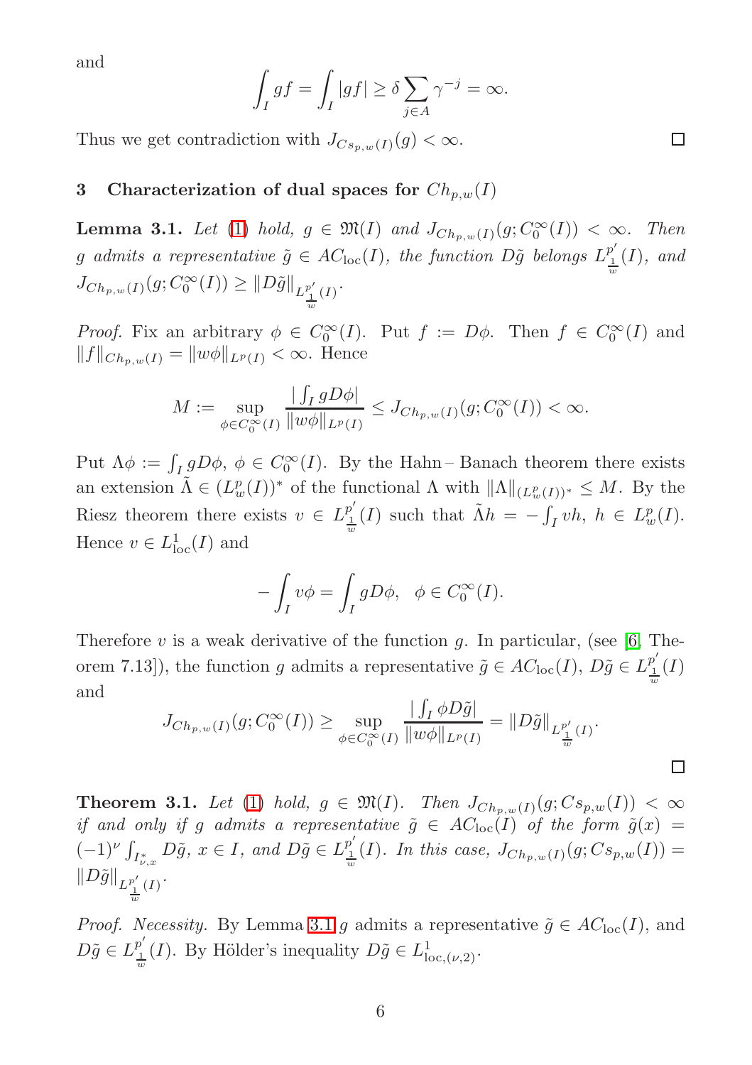and

$$\int_I gf = \int_I |gf| \geq \delta \sum_{j\in A} \gamma^{-j} = \infty.$$

Thus we get contradiction with $J_{Cs_{p,w}(I)}(g) < \infty$. □

## 3 Characterization of dual spaces for $Ch_{p,w}(I)$

**Lemma 3.1.** *Let (1) hold, $g \in \mathfrak{M}(I)$ and $J_{Ch_{p,w}(I)}(g; C_0^\infty(I)) < \infty$. Then $g$ admits a representative $\tilde{g} \in AC_{\mathrm{loc}}(I)$, the function $D\tilde{g}$ belongs $L^{p'}_{\frac{1}{w}}(I)$, and $J_{Ch_{p,w}(I)}(g; C_0^\infty(I)) \geq \|D\tilde{g}\|_{L^{p'}_{\frac{1}{w}}(I)}$.*

*Proof.* Fix an arbitrary $\phi \in C_0^\infty(I)$. Put $f := D\phi$. Then $f \in C_0^\infty(I)$ and $\|f\|_{Ch_{p,w}(I)} = \|w\phi\|_{L^p(I)} < \infty$. Hence

$$M := \sup_{\phi \in C_0^\infty(I)} \frac{|\int_I gD\phi|}{\|w\phi\|_{L^p(I)}} \leq J_{Ch_{p,w}(I)}(g; C_0^\infty(I)) < \infty.$$

Put $\Lambda\phi := \int_I gD\phi$, $\phi \in C_0^\infty(I)$. By the Hahn – Banach theorem there exists an extension $\tilde{\Lambda} \in (L^p_w(I))^*$ of the functional $\Lambda$ with $\|\Lambda\|_{(L^p_w(I))^*} \leq M$. By the Riesz theorem there exists $v \in L^{p'}_{\frac{1}{w}}(I)$ such that $\tilde{\Lambda}h = -\int_I vh$, $h \in L^p_w(I)$. Hence $v \in L^1_{\mathrm{loc}}(I)$ and

$$-\int_I v\phi = \int_I gD\phi, \quad \phi \in C_0^\infty(I).$$

Therefore $v$ is a weak derivative of the function $g$. In particular, (see [6, Theorem 7.13]), the function $g$ admits a representative $\tilde{g} \in AC_{\mathrm{loc}}(I)$, $D\tilde{g} \in L^{p'}_{\frac{1}{w}}(I)$ and

$$J_{Ch_{p,w}(I)}(g; C_0^\infty(I)) \geq \sup_{\phi \in C_0^\infty(I)} \frac{|\int_I \phi D\tilde{g}|}{\|w\phi\|_{L^p(I)}} = \|D\tilde{g}\|_{L^{p'}_{\frac{1}{w}}(I)}.$$

□

**Theorem 3.1.** *Let (1) hold, $g \in \mathfrak{M}(I)$. Then $J_{Ch_{p,w}(I)}(g; Cs_{p,w}(I)) < \infty$ if and only if $g$ admits a representative $\tilde{g} \in AC_{\mathrm{loc}}(I)$ of the form $\tilde{g}(x) = (-1)^\nu \int_{I^*_{\nu,x}} D\tilde{g}$, $x \in I$, and $D\tilde{g} \in L^{p'}_{\frac{1}{w}}(I)$. In this case, $J_{Ch_{p,w}(I)}(g; Cs_{p,w}(I)) = \|D\tilde{g}\|_{L^{p'}_{\frac{1}{w}}(I)}$.*

*Proof. Necessity.* By Lemma 3.1 $g$ admits a representative $\tilde{g} \in AC_{\mathrm{loc}}(I)$, and $D\tilde{g} \in L^{p'}_{\frac{1}{w}}(I)$. By Hölder's inequality $D\tilde{g} \in L^1_{\mathrm{loc},(\nu,2)}$.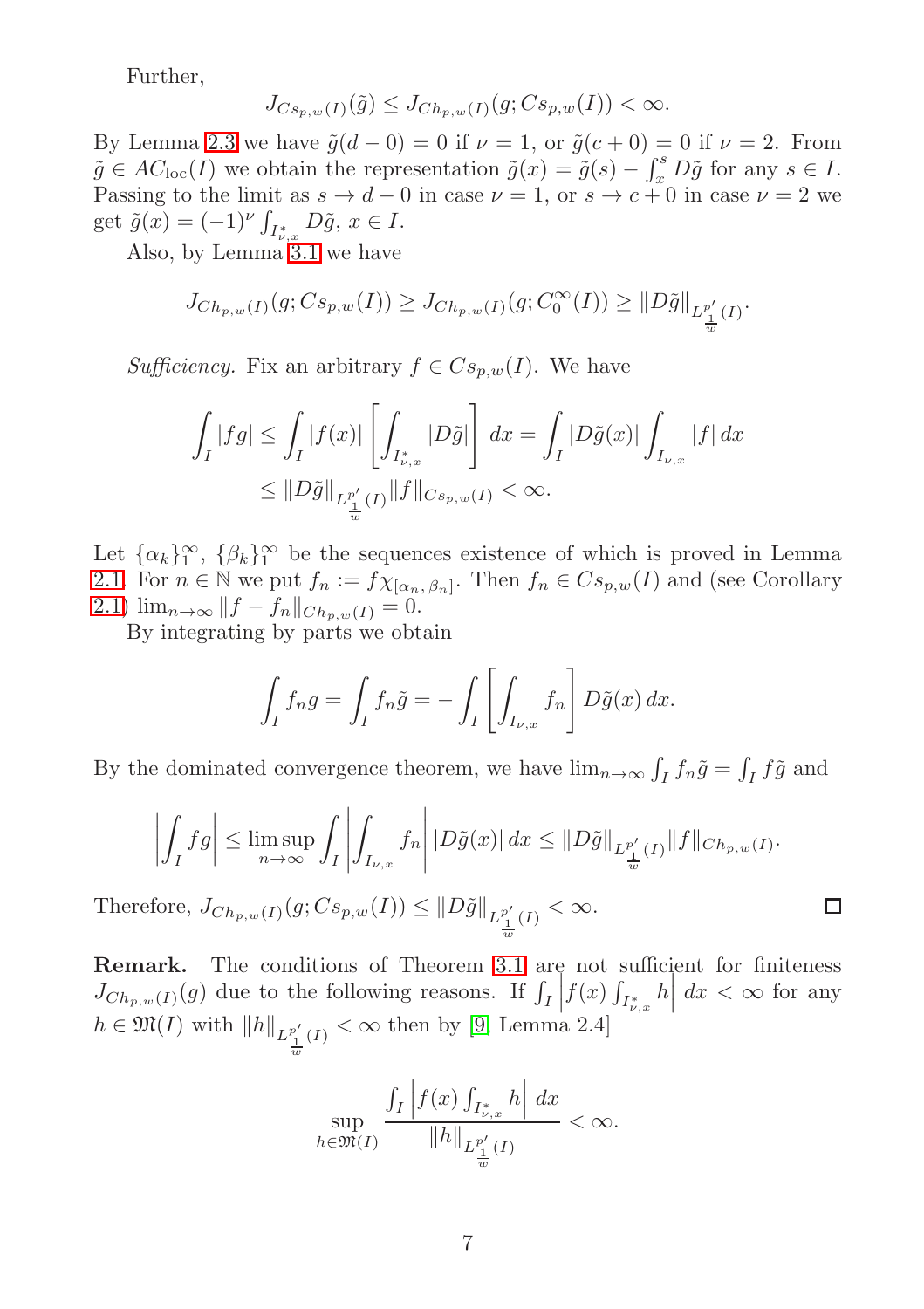Further,

$$J_{Cs_{p,w}(I)}(\tilde g) \le J_{Ch_{p,w}(I)}(g; Cs_{p,w}(I)) < \infty.$$

By Lemma 2.3 we have $\tilde g(d-0)=0$ if $\nu=1$, or $\tilde g(c+0)=0$ if $\nu=2$. From $\tilde g \in AC_{\rm loc}(I)$ we obtain the representation $\tilde g(x)=\tilde g(s)-\int_x^s D\tilde g$ for any $s\in I$. Passing to the limit as $s\to d-0$ in case $\nu=1$, or $s\to c+0$ in case $\nu=2$ we get $\tilde g(x)=(-1)^\nu \int_{I^*_{\nu,x}} D\tilde g$, $x\in I$.

Also, by Lemma 3.1 we have

$$J_{Ch_{p,w}(I)}(g; Cs_{p,w}(I)) \ge J_{Ch_{p,w}(I)}(g; C_0^\infty(I)) \ge \|D\tilde g\|_{L^{p'}_{\frac{1}{w}}(I)}.$$

*Sufficiency.* Fix an arbitrary $f\in Cs_{p,w}(I)$. We have

$$\begin{aligned}\int_I |fg| &\le \int_I |f(x)| \left[\int_{I^*_{\nu,x}} |D\tilde g|\right] dx = \int_I |D\tilde g(x)| \int_{I_{\nu,x}} |f|\, dx \\ &\le \|D\tilde g\|_{L^{p'}_{\frac{1}{w}}(I)} \|f\|_{Cs_{p,w}(I)} < \infty.\end{aligned}$$

Let $\{\alpha_k\}_1^\infty$, $\{\beta_k\}_1^\infty$ be the sequences existence of which is proved in Lemma 2.1. For $n\in\mathbb{N}$ we put $f_n := f\chi_{[\alpha_n,\beta_n]}$. Then $f_n\in Cs_{p,w}(I)$ and (see Corollary 2.1) $\lim_{n\to\infty}\|f-f_n\|_{Ch_{p,w}(I)}=0$.

By integrating by parts we obtain

$$\int_I f_n g = \int_I f_n \tilde g = -\int_I \left[\int_{I_{\nu,x}} f_n\right] D\tilde g(x)\, dx.$$

By the dominated convergence theorem, we have $\lim_{n\to\infty}\int_I f_n\tilde g = \int_I f\tilde g$ and

$$\left|\int_I fg\right| \le \limsup_{n\to\infty} \int_I \left|\int_{I_{\nu,x}} f_n\right| |D\tilde g(x)|\, dx \le \|D\tilde g\|_{L^{p'}_{\frac{1}{w}}(I)} \|f\|_{Ch_{p,w}(I)}.$$

Therefore, $J_{Ch_{p,w}(I)}(g; Cs_{p,w}(I)) \le \|D\tilde g\|_{L^{p'}_{\frac{1}{w}}(I)} < \infty$. $\square$

**Remark.** The conditions of Theorem 3.1 are not sufficient for finiteness $J_{Ch_{p,w}(I)}(g)$ due to the following reasons. If $\int_I \left| f(x)\int_{I^*_{\nu,x}} h\right| dx < \infty$ for any $h\in\mathfrak{M}(I)$ with $\|h\|_{L^{p'}_{\frac{1}{w}}(I)}<\infty$ then by [9, Lemma 2.4]

$$\sup_{h\in\mathfrak{M}(I)} \frac{\int_I \left| f(x)\int_{I^*_{\nu,x}} h\right| dx}{\|h\|_{L^{p'}_{\frac{1}{w}}(I)}} < \infty.$$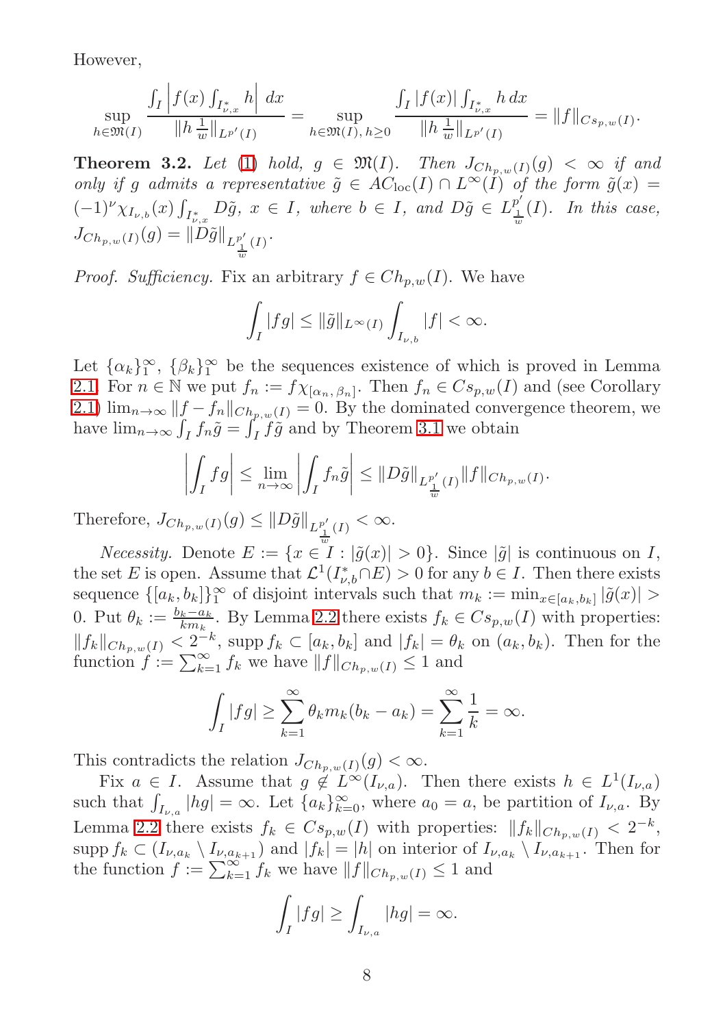However,

$$\sup_{h\in\mathfrak{M}(I)} \frac{\int_I \left| f(x)\int_{I^*_{\nu,x}} h\right| \, dx}{\|h\,\frac{1}{w}\|_{L^{p'}(I)}} = \sup_{h\in\mathfrak{M}(I),\, h\geq 0} \frac{\int_I |f(x)| \int_{I^*_{\nu,x}} h\, dx}{\|h\,\frac{1}{w}\|_{L^{p'}(I)}} = \|f\|_{Cs_{p,w}(I)}.$$

**Theorem 3.2.** *Let* (1) *hold,* $g \in \mathfrak{M}(I)$*. Then* $J_{Ch_{p,w}(I)}(g) < \infty$ *if and only if* $g$ *admits a representative* $\tilde{g} \in AC_{\rm loc}(I) \cap L^\infty(I)$ *of the form* $\tilde{g}(x) = (-1)^\nu \chi_{I_{\nu,b}}(x) \int_{I^*_{\nu,x}} D\tilde{g}$, $x \in I$*, where* $b \in I$*, and* $D\tilde{g} \in L^{p'}_{\frac{1}{w}}(I)$*. In this case,* $J_{Ch_{p,w}(I)}(g) = \|D\tilde{g}\|_{L^{p'}_{\frac{1}{w}}(I)}$*.*

*Proof. Sufficiency.* Fix an arbitrary $f \in Ch_{p,w}(I)$. We have

$$\int_I |fg| \leq \|\tilde{g}\|_{L^\infty(I)} \int_{I_{\nu,b}} |f| < \infty.$$

Let $\{\alpha_k\}_1^\infty$, $\{\beta_k\}_1^\infty$ be the sequences existence of which is proved in Lemma 2.1. For $n \in \mathbb{N}$ we put $f_n := f\chi_{[\alpha_n,\,\beta_n]}$. Then $f_n \in Cs_{p,w}(I)$ and (see Corollary 2.1) $\lim_{n\to\infty} \|f - f_n\|_{Ch_{p,w}(I)} = 0$. By the dominated convergence theorem, we have $\lim_{n\to\infty} \int_I f_n\tilde{g} = \int_I f\tilde{g}$ and by Theorem 3.1 we obtain

$$\left|\int_I fg\right| \leq \lim_{n\to\infty} \left|\int_I f_n \tilde{g}\right| \leq \|D\tilde{g}\|_{L^{p'}_{\frac{1}{w}}(I)} \|f\|_{Ch_{p,w}(I)}.$$

Therefore, $J_{Ch_{p,w}(I)}(g) \leq \|D\tilde{g}\|_{L^{p'}_{\frac{1}{w}}(I)} < \infty$.

*Necessity.* Denote $E := \{x \in I : |\tilde{g}(x)| > 0\}$. Since $|\tilde{g}|$ is continuous on $I$, the set $E$ is open. Assume that $\mathcal{L}^1(I^*_{\nu,b} \cap E) > 0$ for any $b \in I$. Then there exists sequence $\{[a_k, b_k]\}_1^\infty$ of disjoint intervals such that $m_k := \min_{x\in[a_k,b_k]} |\tilde{g}(x)| > 0$. Put $\theta_k := \frac{b_k - a_k}{k m_k}$. By Lemma 2.2 there exists $f_k \in Cs_{p,w}(I)$ with properties: $\|f_k\|_{Ch_{p,w}(I)} < 2^{-k}$, $\operatorname{supp} f_k \subset [a_k, b_k]$ and $|f_k| = \theta_k$ on $(a_k, b_k)$. Then for the function $f := \sum_{k=1}^\infty f_k$ we have $\|f\|_{Ch_{p,w}(I)} \leq 1$ and

$$\int_I |fg| \geq \sum_{k=1}^\infty \theta_k m_k (b_k - a_k) = \sum_{k=1}^\infty \frac{1}{k} = \infty.$$

This contradicts the relation $J_{Ch_{p,w}(I)}(g) < \infty$.

Fix $a \in I$. Assume that $g \notin L^\infty(I_{\nu,a})$. Then there exists $h \in L^1(I_{\nu,a})$ such that $\int_{I_{\nu,a}} |hg| = \infty$. Let $\{a_k\}_{k=0}^\infty$, where $a_0 = a$, be partition of $I_{\nu,a}$. By Lemma 2.2 there exists $f_k \in Cs_{p,w}(I)$ with properties: $\|f_k\|_{Ch_{p,w}(I)} < 2^{-k}$, $\operatorname{supp} f_k \subset (I_{\nu,a_k} \setminus I_{\nu,a_{k+1}})$ and $|f_k| = |h|$ on interior of $I_{\nu,a_k} \setminus I_{\nu,a_{k+1}}$. Then for the function $f := \sum_{k=1}^\infty f_k$ we have $\|f\|_{Ch_{p,w}(I)} \leq 1$ and

$$\int_I |fg| \geq \int_{I_{\nu,a}} |hg| = \infty.$$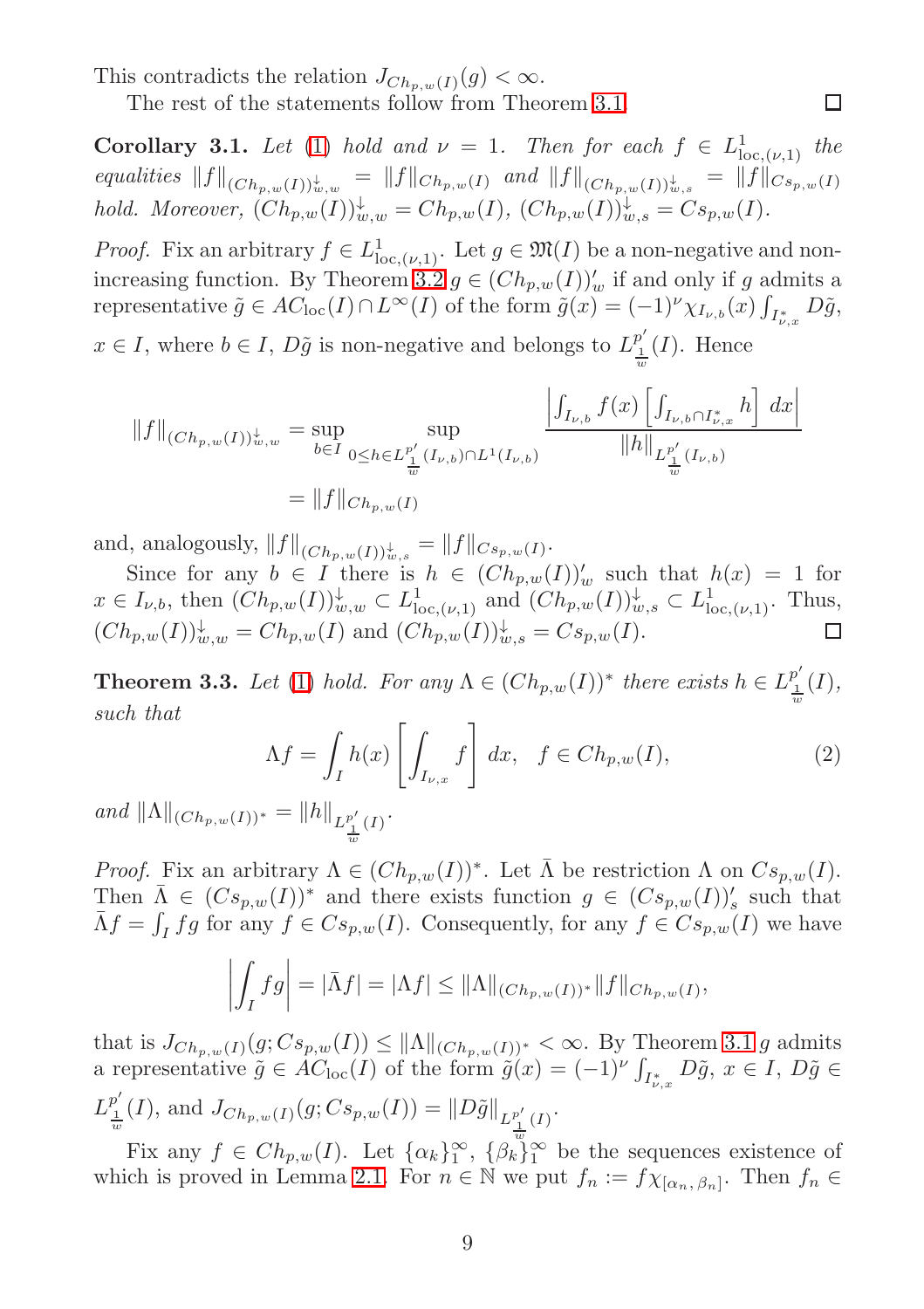This contradicts the relation $J_{Ch_{p,w}(I)}(g) < \infty$.

The rest of the statements follow from Theorem 3.1. □

**Corollary 3.1.** *Let* (1) *hold and* $\nu = 1$. *Then for each* $f \in L^1_{\text{loc},(\nu,1)}$ *the equalities* $\|f\|_{(Ch_{p,w}(I))^{\downarrow}_{w,w}} = \|f\|_{Ch_{p,w}(I)}$ *and* $\|f\|_{(Ch_{p,w}(I))^{\downarrow}_{w,s}} = \|f\|_{Cs_{p,w}(I)}$ *hold. Moreover,* $(Ch_{p,w}(I))^{\downarrow}_{w,w} = Ch_{p,w}(I)$, $(Ch_{p,w}(I))^{\downarrow}_{w,s} = Cs_{p,w}(I)$.

*Proof.* Fix an arbitrary $f \in L^1_{\text{loc},(\nu,1)}$. Let $g \in \mathfrak{M}(I)$ be a non-negative and non-increasing function. By Theorem 3.2 $g \in (Ch_{p,w}(I))'_w$ if and only if $g$ admits a representative $\tilde{g} \in AC_{\text{loc}}(I) \cap L^\infty(I)$ of the form $\tilde{g}(x) = (-1)^\nu \chi_{I_{\nu,b}}(x) \int_{I^*_{\nu,x}} D\tilde{g}$, $x \in I$, where $b \in I$, $D\tilde{g}$ is non-negative and belongs to $L^{p'}_{\frac{1}{w}}(I)$. Hence

$$
\begin{aligned}
\|f\|_{(Ch_{p,w}(I))^{\downarrow}_{w,w}} &= \sup_{b \in I} \sup_{0 \le h \in L^{p'}_{\frac{1}{w}}(I_{\nu,b}) \cap L^1(I_{\nu,b})} \frac{\left| \int_{I_{\nu,b}} f(x) \left[ \int_{I_{\nu,b} \cap I^*_{\nu,x}} h \right] dx \right|}{\|h\|_{L^{p'}_{\frac{1}{w}}(I_{\nu,b})}} \\
&= \|f\|_{Ch_{p,w}(I)}
\end{aligned}
$$

and, analogously, $\|f\|_{(Ch_{p,w}(I))^{\downarrow}_{w,s}} = \|f\|_{Cs_{p,w}(I)}$.

Since for any $b \in I$ there is $h \in (Ch_{p,w}(I))'_w$ such that $h(x) = 1$ for $x \in I_{\nu,b}$, then $(Ch_{p,w}(I))^{\downarrow}_{w,w} \subset L^1_{\text{loc},(\nu,1)}$ and $(Ch_{p,w}(I))^{\downarrow}_{w,s} \subset L^1_{\text{loc},(\nu,1)}$. Thus, $(Ch_{p,w}(I))^{\downarrow}_{w,w} = Ch_{p,w}(I)$ and $(Ch_{p,w}(I))^{\downarrow}_{w,s} = Cs_{p,w}(I)$. □

**Theorem 3.3.** *Let* (1) *hold. For any* $\Lambda \in (Ch_{p,w}(I))^*$ *there exists* $h \in L^{p'}_{\frac{1}{w}}(I)$, *such that*

$$
\Lambda f = \int_I h(x) \left[ \int_{I_{\nu,x}} f \right] dx, \quad f \in Ch_{p,w}(I), \tag{2}
$$

*and* $\|\Lambda\|_{(Ch_{p,w}(I))^*} = \|h\|_{L^{p'}_{\frac{1}{w}}(I)}$.

*Proof.* Fix an arbitrary $\Lambda \in (Ch_{p,w}(I))^*$. Let $\bar{\Lambda}$ be restriction $\Lambda$ on $Cs_{p,w}(I)$. Then $\bar{\Lambda} \in (Cs_{p,w}(I))^*$ and there exists function $g \in (Cs_{p,w}(I))'_s$ such that $\bar{\Lambda} f = \int_I fg$ for any $f \in Cs_{p,w}(I)$. Consequently, for any $f \in Cs_{p,w}(I)$ we have

$$
\left| \int_I fg \right| = |\bar{\Lambda} f| = |\Lambda f| \le \|\Lambda\|_{(Ch_{p,w}(I))^*} \|f\|_{Ch_{p,w}(I)},
$$

that is $J_{Ch_{p,w}(I)}(g; Cs_{p,w}(I)) \le \|\Lambda\|_{(Ch_{p,w}(I))^*} < \infty$. By Theorem 3.1 $g$ admits a representative $\tilde{g} \in AC_{\text{loc}}(I)$ of the form $\tilde{g}(x) = (-1)^\nu \int_{I^*_{\nu,x}} D\tilde{g}$, $x \in I$, $D\tilde{g} \in L^{p'}_{\frac{1}{w}}(I)$, and $J_{Ch_{p,w}(I)}(g; Cs_{p,w}(I)) = \|D\tilde{g}\|_{L^{p'}_{\frac{1}{w}}(I)}$.

Fix any $f \in Ch_{p,w}(I)$. Let $\{\alpha_k\}_1^\infty$, $\{\beta_k\}_1^\infty$ be the sequences existence of which is proved in Lemma 2.1. For $n \in \mathbb{N}$ we put $f_n := f\chi_{[\alpha_n, \beta_n]}$. Then $f_n \in$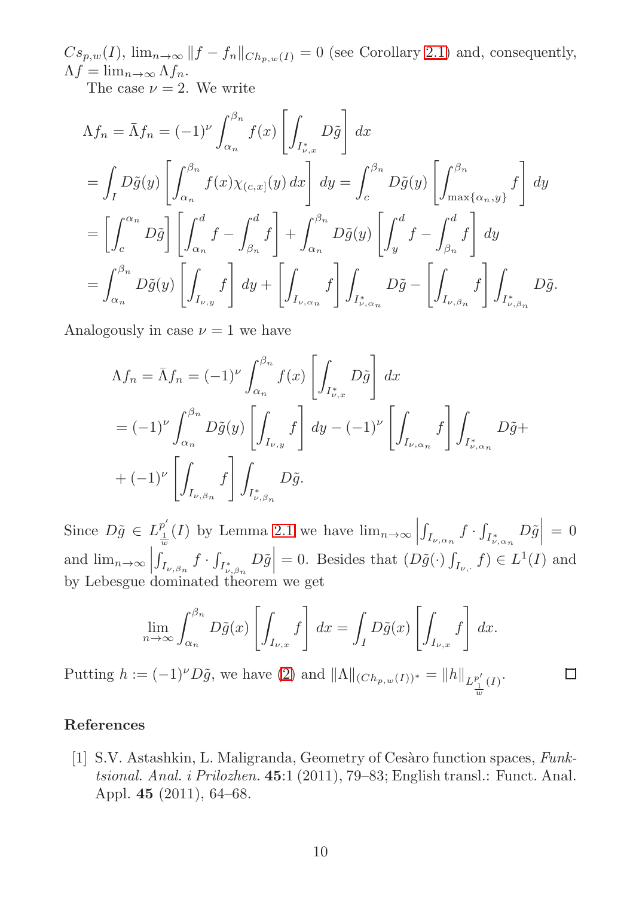$Cs_{p,w}(I)$, $\lim_{n\to\infty} \|f - f_n\|_{Ch_{p,w}(I)} = 0$ (see Corollary 2.1) and, consequently, $\Lambda f = \lim_{n\to\infty} \Lambda f_n$.

The case $\nu = 2$. We write

$$
\begin{aligned}
\Lambda f_n &= \bar{\Lambda} f_n = (-1)^\nu \int_{\alpha_n}^{\beta_n} f(x) \left[ \int_{I^*_{\nu,x}} D\tilde{g} \right] dx \\
&= \int_I D\tilde{g}(y) \left[ \int_{\alpha_n}^{\beta_n} f(x) \chi_{(c,x]}(y)\, dx \right] dy = \int_c^{\beta_n} D\tilde{g}(y) \left[ \int_{\max\{\alpha_n, y\}}^{\beta_n} f \right] dy \\
&= \left[ \int_c^{\alpha_n} D\tilde{g} \right] \left[ \int_{\alpha_n}^d f - \int_{\beta_n}^d f \right] + \int_{\alpha_n}^{\beta_n} D\tilde{g}(y) \left[ \int_y^d f - \int_{\beta_n}^d f \right] dy \\
&= \int_{\alpha_n}^{\beta_n} D\tilde{g}(y) \left[ \int_{I_{\nu,y}} f \right] dy + \left[ \int_{I_{\nu,\alpha_n}} f \right] \int_{I^*_{\nu,\alpha_n}} D\tilde{g} - \left[ \int_{I_{\nu,\beta_n}} f \right] \int_{I^*_{\nu,\beta_n}} D\tilde{g}.
\end{aligned}
$$

Analogously in case $\nu = 1$ we have

$$
\begin{aligned}
\Lambda f_n &= \bar{\Lambda} f_n = (-1)^\nu \int_{\alpha_n}^{\beta_n} f(x) \left[ \int_{I^*_{\nu,x}} D\tilde{g} \right] dx \\
&= (-1)^\nu \int_{\alpha_n}^{\beta_n} D\tilde{g}(y) \left[ \int_{I_{\nu,y}} f \right] dy - (-1)^\nu \left[ \int_{I_{\nu,\alpha_n}} f \right] \int_{I^*_{\nu,\alpha_n}} D\tilde{g} + \\
&+ (-1)^\nu \left[ \int_{I_{\nu,\beta_n}} f \right] \int_{I^*_{\nu,\beta_n}} D\tilde{g}.
\end{aligned}
$$

Since $D\tilde{g} \in L^{p'}_{\frac{1}{w}}(I)$ by Lemma 2.1 we have $\lim_{n\to\infty} \left| \int_{I_{\nu,\alpha_n}} f \cdot \int_{I^*_{\nu,\alpha_n}} D\tilde{g} \right| = 0$ and $\lim_{n\to\infty} \left| \int_{I_{\nu,\beta_n}} f \cdot \int_{I^*_{\nu,\beta_n}} D\tilde{g} \right| = 0$. Besides that $(D\tilde{g}(\cdot) \int_{I_{\nu,\cdot}} f) \in L^1(I)$ and by Lebesgue dominated theorem we get

$$
\lim_{n\to\infty} \int_{\alpha_n}^{\beta_n} D\tilde{g}(x) \left[ \int_{I_{\nu,x}} f \right] dx = \int_I D\tilde{g}(x) \left[ \int_{I_{\nu,x}} f \right] dx.
$$

Putting $h := (-1)^\nu D\tilde{g}$, we have (2) and $\|\Lambda\|_{(Ch_{p,w}(I))^*} = \|h\|_{L^{p'}_{\frac{1}{w}}(I)}$. □

## References

[1] S.V. Astashkin, L. Maligranda, Geometry of Cesàro function spaces, *Funktsional. Anal. i Prilozhen.* **45**:1 (2011), 79–83; English transl.: Funct. Anal. Appl. **45** (2011), 64–68.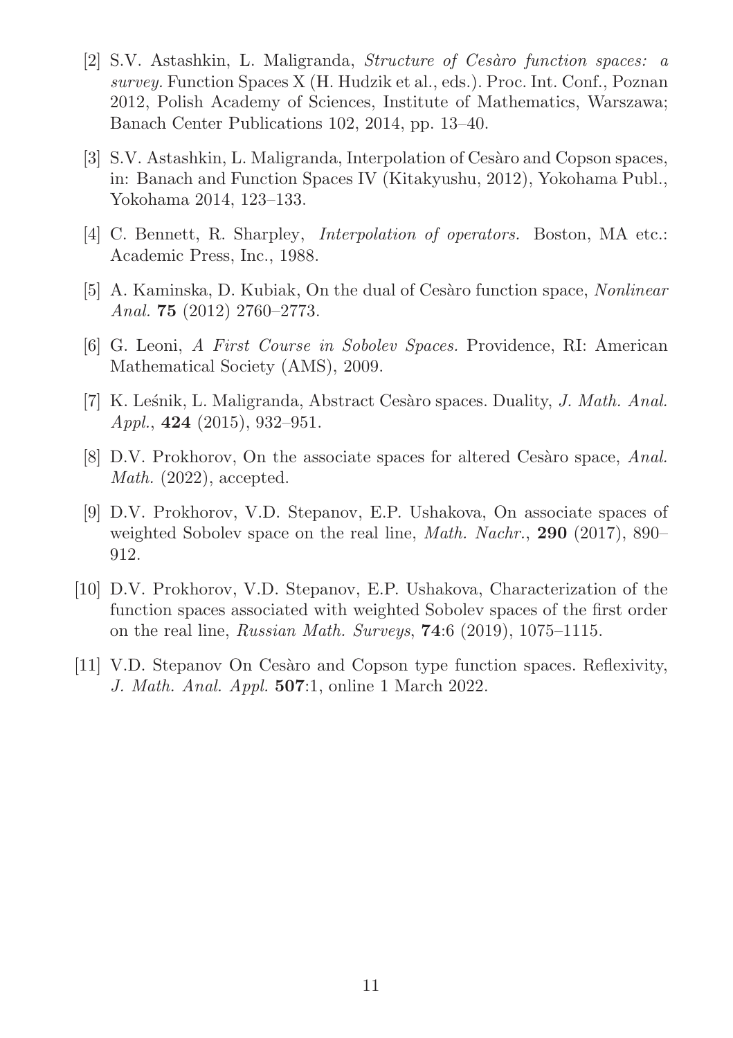[2] S.V. Astashkin, L. Maligranda, *Structure of Cesàro function spaces: a survey.* Function Spaces X (H. Hudzik et al., eds.). Proc. Int. Conf., Poznan 2012, Polish Academy of Sciences, Institute of Mathematics, Warszawa; Banach Center Publications 102, 2014, pp. 13–40.

[3] S.V. Astashkin, L. Maligranda, Interpolation of Cesàro and Copson spaces, in: Banach and Function Spaces IV (Kitakyushu, 2012), Yokohama Publ., Yokohama 2014, 123–133.

[4] C. Bennett, R. Sharpley, *Interpolation of operators.* Boston, MA etc.: Academic Press, Inc., 1988.

[5] A. Kaminska, D. Kubiak, On the dual of Cesàro function space, *Nonlinear Anal.* **75** (2012) 2760–2773.

[6] G. Leoni, *A First Course in Sobolev Spaces.* Providence, RI: American Mathematical Society (AMS), 2009.

[7] K. Leśnik, L. Maligranda, Abstract Cesàro spaces. Duality, *J. Math. Anal. Appl.*, **424** (2015), 932–951.

[8] D.V. Prokhorov, On the associate spaces for altered Cesàro space, *Anal. Math.* (2022), accepted.

[9] D.V. Prokhorov, V.D. Stepanov, E.P. Ushakova, On associate spaces of weighted Sobolev space on the real line, *Math. Nachr.*, **290** (2017), 890–912.

[10] D.V. Prokhorov, V.D. Stepanov, E.P. Ushakova, Characterization of the function spaces associated with weighted Sobolev spaces of the first order on the real line, *Russian Math. Surveys*, **74**:6 (2019), 1075–1115.

[11] V.D. Stepanov On Cesàro and Copson type function spaces. Reflexivity, *J. Math. Anal. Appl.* **507**:1, online 1 March 2022.